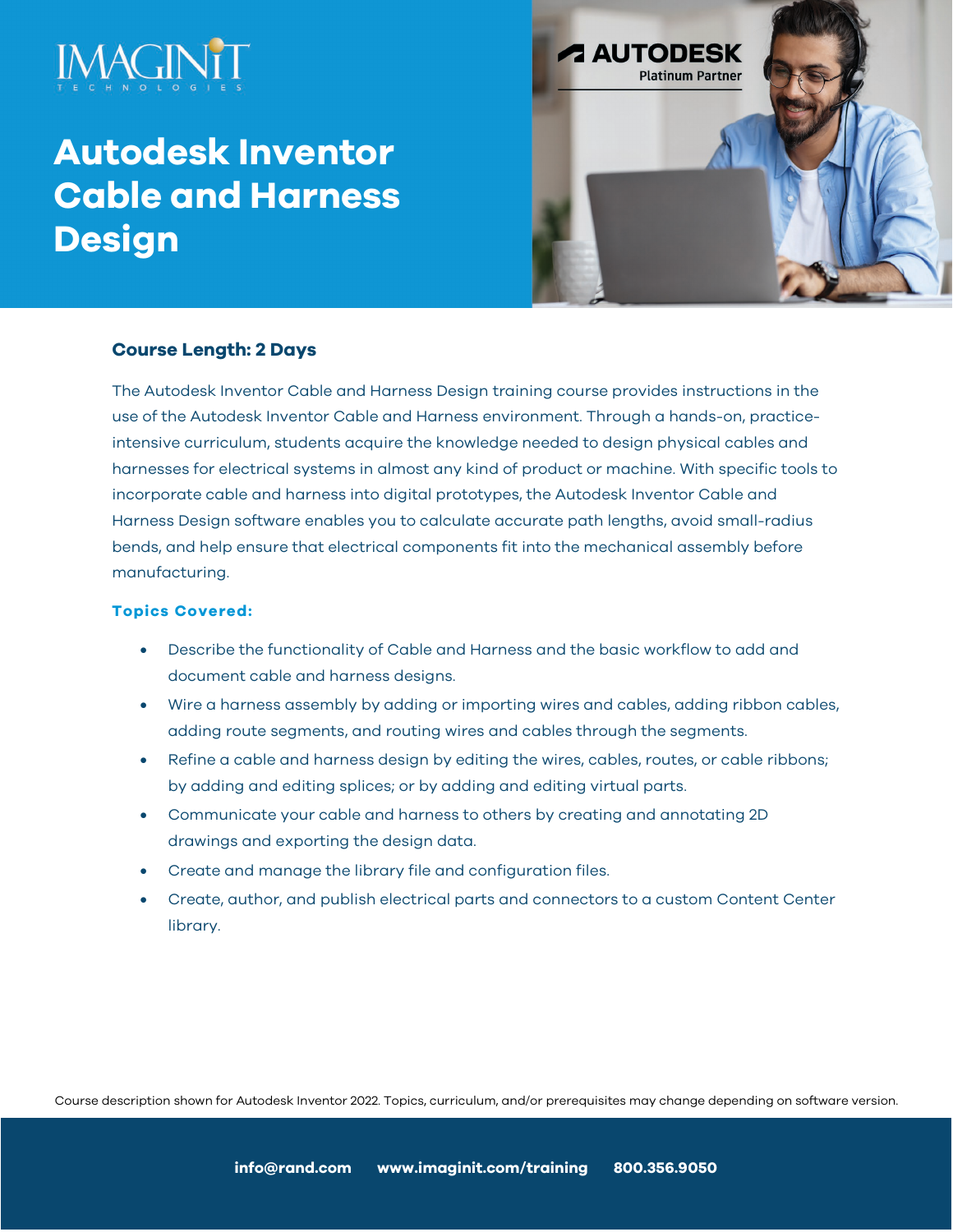IMAGINiT TECHNOLOGIES

AUTODESK Platinum Partner

# Autodesk Inventor Cable and Harness Design

### Course Length: 2 Days

The Autodesk Inventor Cable and Harness Design training course provides instructions in the use of the Autodesk Inventor Cable and Harness environment. Through a hands-on, practice-intensive curriculum, students acquire the knowledge needed to design physical cables and harnesses for electrical systems in almost any kind of product or machine. With specific tools to incorporate cable and harness into digital prototypes, the Autodesk Inventor Cable and Harness Design software enables you to calculate accurate path lengths, avoid small-radius bends, and help ensure that electrical components fit into the mechanical assembly before manufacturing.

**Topics Covered:**

- Describe the functionality of Cable and Harness and the basic workflow to add and document cable and harness designs.
- Wire a harness assembly by adding or importing wires and cables, adding ribbon cables, adding route segments, and routing wires and cables through the segments.
- Refine a cable and harness design by editing the wires, cables, routes, or cable ribbons; by adding and editing splices; or by adding and editing virtual parts.
- Communicate your cable and harness to others by creating and annotating 2D drawings and exporting the design data.
- Create and manage the library file and configuration files.
- Create, author, and publish electrical parts and connectors to a custom Content Center library.

Course description shown for Autodesk Inventor 2022. Topics, curriculum, and/or prerequisites may change depending on software version.

**info@rand.com** **www.imaginit.com/training** **800.356.9050**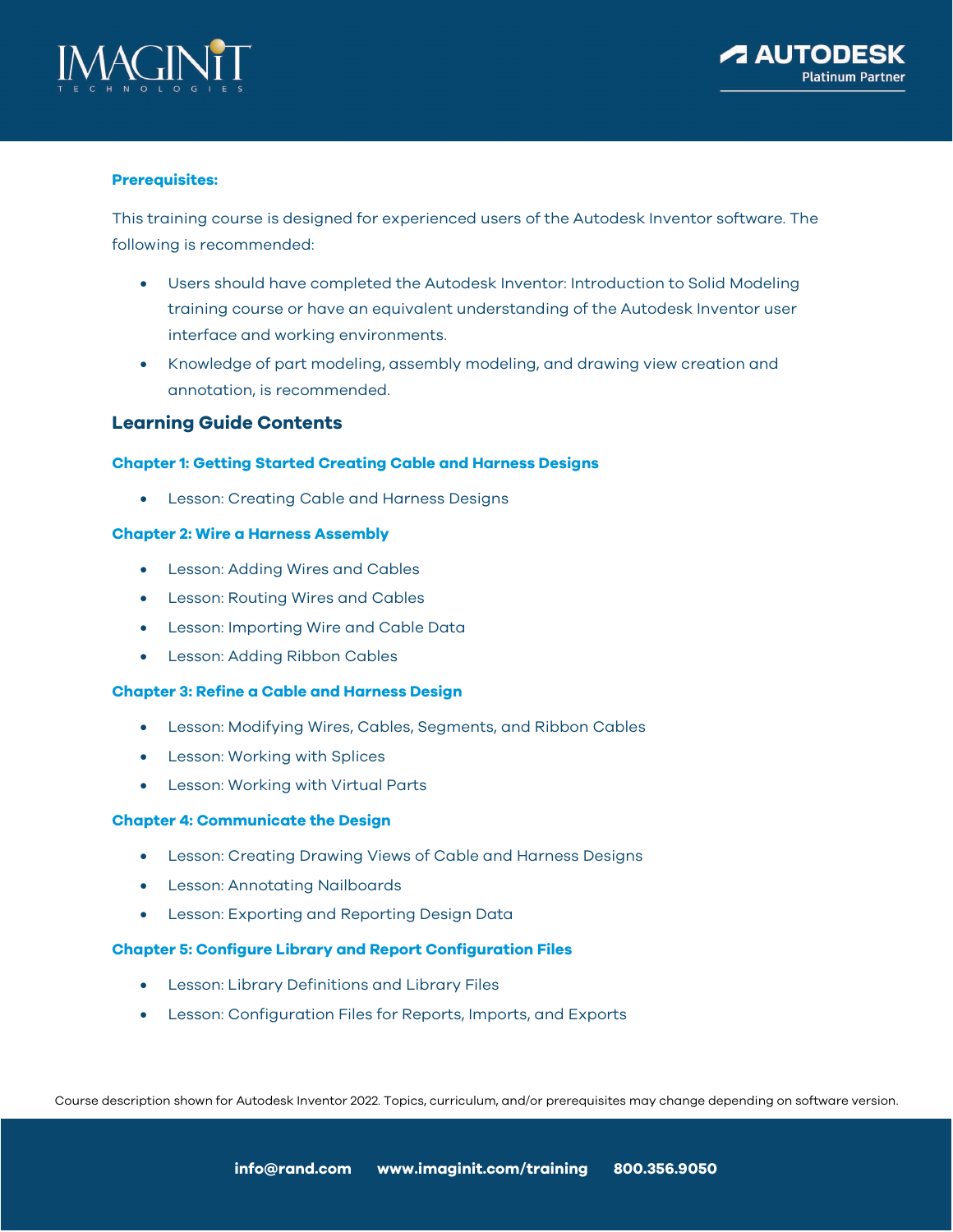### Prerequisites:

This training course is designed for experienced users of the Autodesk Inventor software. The following is recommended:

- Users should have completed the Autodesk Inventor: Introduction to Solid Modeling training course or have an equivalent understanding of the Autodesk Inventor user interface and working environments.
- Knowledge of part modeling, assembly modeling, and drawing view creation and annotation, is recommended.

## Learning Guide Contents

### Chapter 1: Getting Started Creating Cable and Harness Designs

- Lesson: Creating Cable and Harness Designs

### Chapter 2: Wire a Harness Assembly

- Lesson: Adding Wires and Cables
- Lesson: Routing Wires and Cables
- Lesson: Importing Wire and Cable Data
- Lesson: Adding Ribbon Cables

### Chapter 3: Refine a Cable and Harness Design

- Lesson: Modifying Wires, Cables, Segments, and Ribbon Cables
- Lesson: Working with Splices
- Lesson: Working with Virtual Parts

### Chapter 4: Communicate the Design

- Lesson: Creating Drawing Views of Cable and Harness Designs
- Lesson: Annotating Nailboards
- Lesson: Exporting and Reporting Design Data

### Chapter 5: Configure Library and Report Configuration Files

- Lesson: Library Definitions and Library Files
- Lesson: Configuration Files for Reports, Imports, and Exports

Course description shown for Autodesk Inventor 2022. Topics, curriculum, and/or prerequisites may change depending on software version.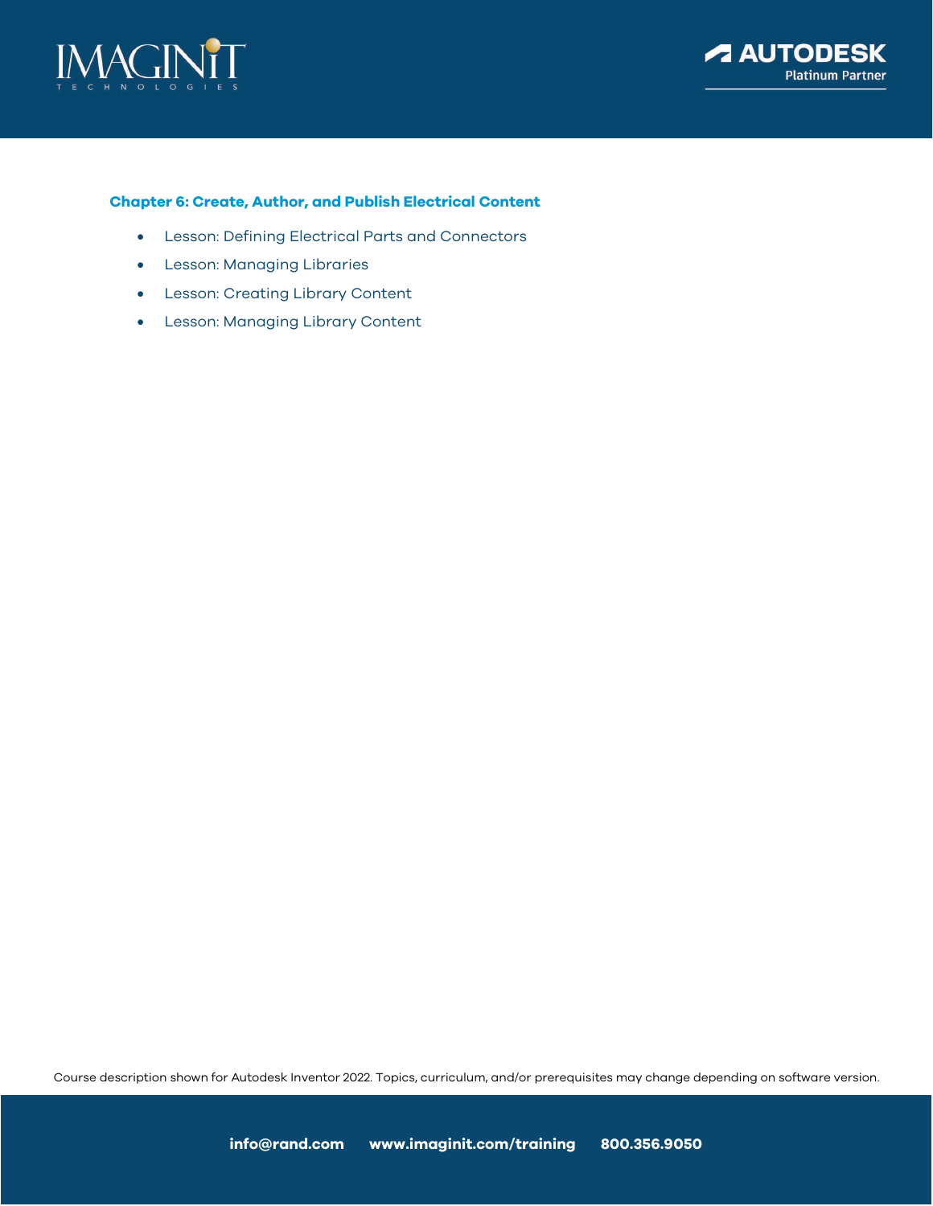### Chapter 6: Create, Author, and Publish Electrical Content

- Lesson: Defining Electrical Parts and Connectors
- Lesson: Managing Libraries
- Lesson: Creating Library Content
- Lesson: Managing Library Content

Course description shown for Autodesk Inventor 2022. Topics, curriculum, and/or prerequisites may change depending on software version.

**info@rand.com** **www.imaginit.com/training** **800.356.9050**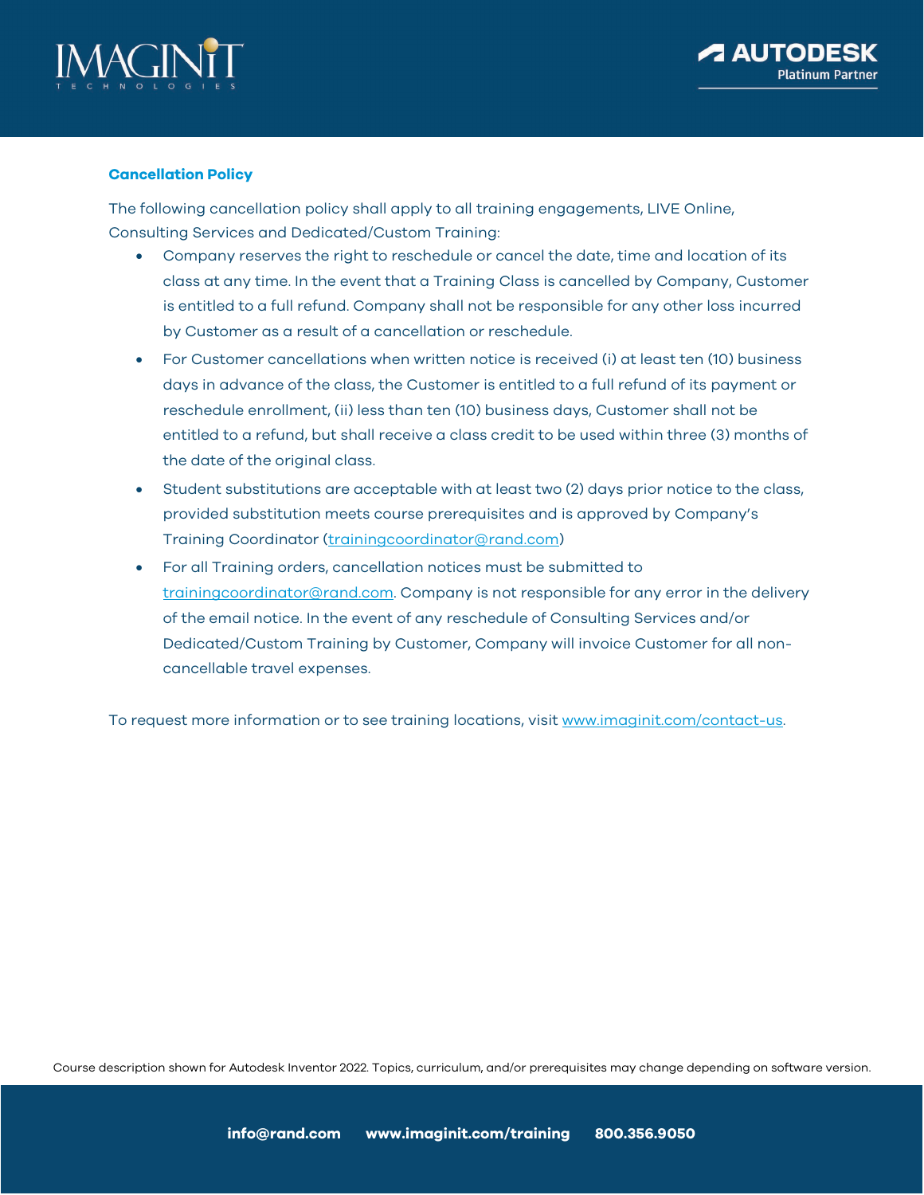## Cancellation Policy

The following cancellation policy shall apply to all training engagements, LIVE Online, Consulting Services and Dedicated/Custom Training:

- Company reserves the right to reschedule or cancel the date, time and location of its class at any time. In the event that a Training Class is cancelled by Company, Customer is entitled to a full refund. Company shall not be responsible for any other loss incurred by Customer as a result of a cancellation or reschedule.
- For Customer cancellations when written notice is received (i) at least ten (10) business days in advance of the class, the Customer is entitled to a full refund of its payment or reschedule enrollment, (ii) less than ten (10) business days, Customer shall not be entitled to a refund, but shall receive a class credit to be used within three (3) months of the date of the original class.
- Student substitutions are acceptable with at least two (2) days prior notice to the class, provided substitution meets course prerequisites and is approved by Company's Training Coordinator (trainingcoordinator@rand.com)
- For all Training orders, cancellation notices must be submitted to trainingcoordinator@rand.com. Company is not responsible for any error in the delivery of the email notice. In the event of any reschedule of Consulting Services and/or Dedicated/Custom Training by Customer, Company will invoice Customer for all non-cancellable travel expenses.

To request more information or to see training locations, visit www.imaginit.com/contact-us.

Course description shown for Autodesk Inventor 2022. Topics, curriculum, and/or prerequisites may change depending on software version.